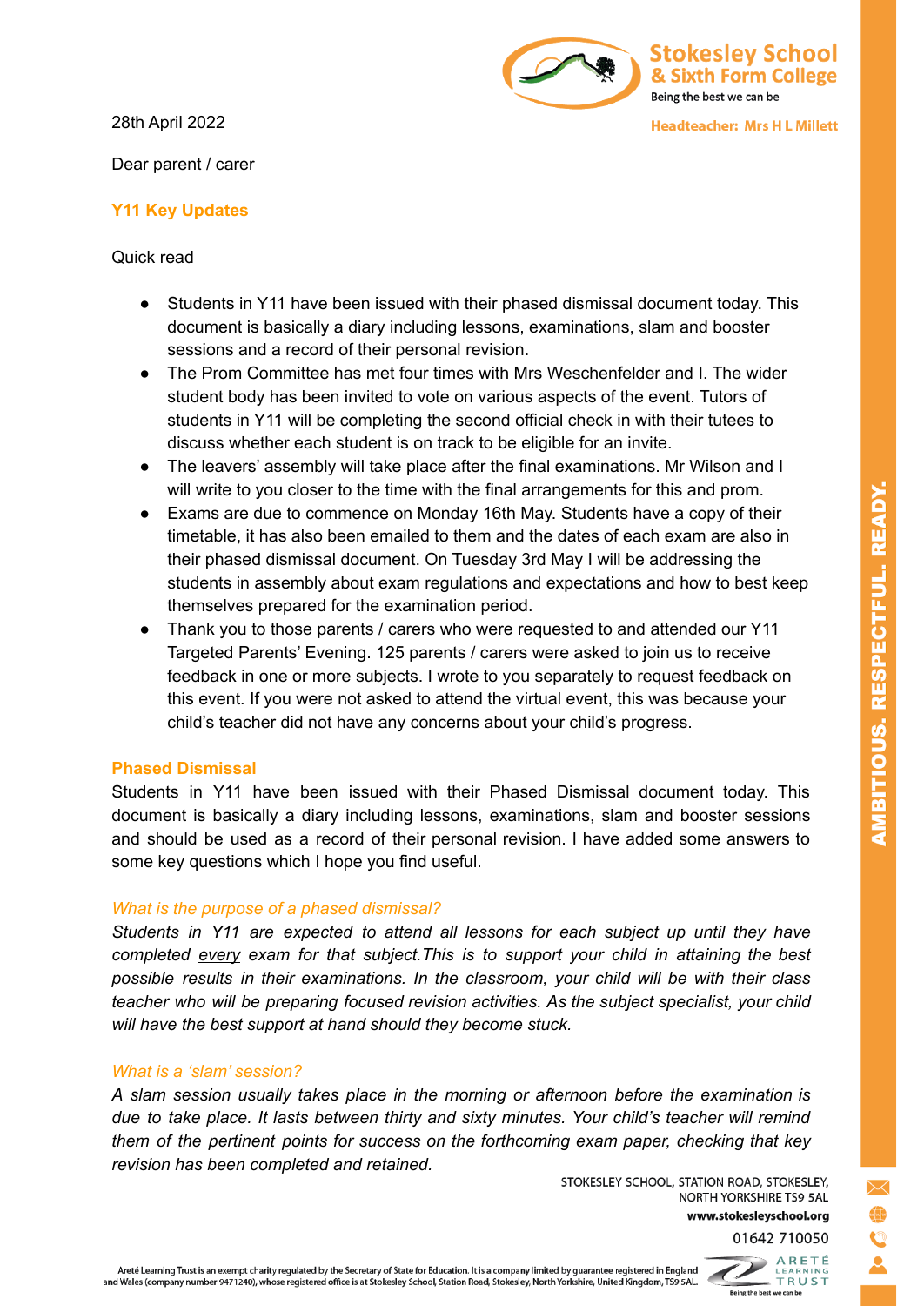Stokesley School & Sixth Form College
Being the best we can be

Headteacher: Mrs H L Millett

28th April 2022

Dear parent / carer

## Y11 Key Updates

Quick read

- Students in Y11 have been issued with their phased dismissal document today. This document is basically a diary including lessons, examinations, slam and booster sessions and a record of their personal revision.
- The Prom Committee has met four times with Mrs Weschenfelder and I. The wider student body has been invited to vote on various aspects of the event. Tutors of students in Y11 will be completing the second official check in with their tutees to discuss whether each student is on track to be eligible for an invite.
- The leavers' assembly will take place after the final examinations. Mr Wilson and I will write to you closer to the time with the final arrangements for this and prom.
- Exams are due to commence on Monday 16th May. Students have a copy of their timetable, it has also been emailed to them and the dates of each exam are also in their phased dismissal document. On Tuesday 3rd May I will be addressing the students in assembly about exam regulations and expectations and how to best keep themselves prepared for the examination period.
- Thank you to those parents / carers who were requested to and attended our Y11 Targeted Parents' Evening. 125 parents / carers were asked to join us to receive feedback in one or more subjects. I wrote to you separately to request feedback on this event. If you were not asked to attend the virtual event, this was because your child's teacher did not have any concerns about your child's progress.

## Phased Dismissal

Students in Y11 have been issued with their Phased Dismissal document today. This document is basically a diary including lessons, examinations, slam and booster sessions and should be used as a record of their personal revision. I have added some answers to some key questions which I hope you find useful.

### *What is the purpose of a phased dismissal?*

*Students in Y11 are expected to attend all lessons for each subject up until they have completed every exam for that subject.This is to support your child in attaining the best possible results in their examinations. In the classroom, your child will be with their class teacher who will be preparing focused revision activities. As the subject specialist, your child will have the best support at hand should they become stuck.*

### *What is a 'slam' session?*

*A slam session usually takes place in the morning or afternoon before the examination is due to take place. It lasts between thirty and sixty minutes. Your child's teacher will remind them of the pertinent points for success on the forthcoming exam paper, checking that key revision has been completed and retained.*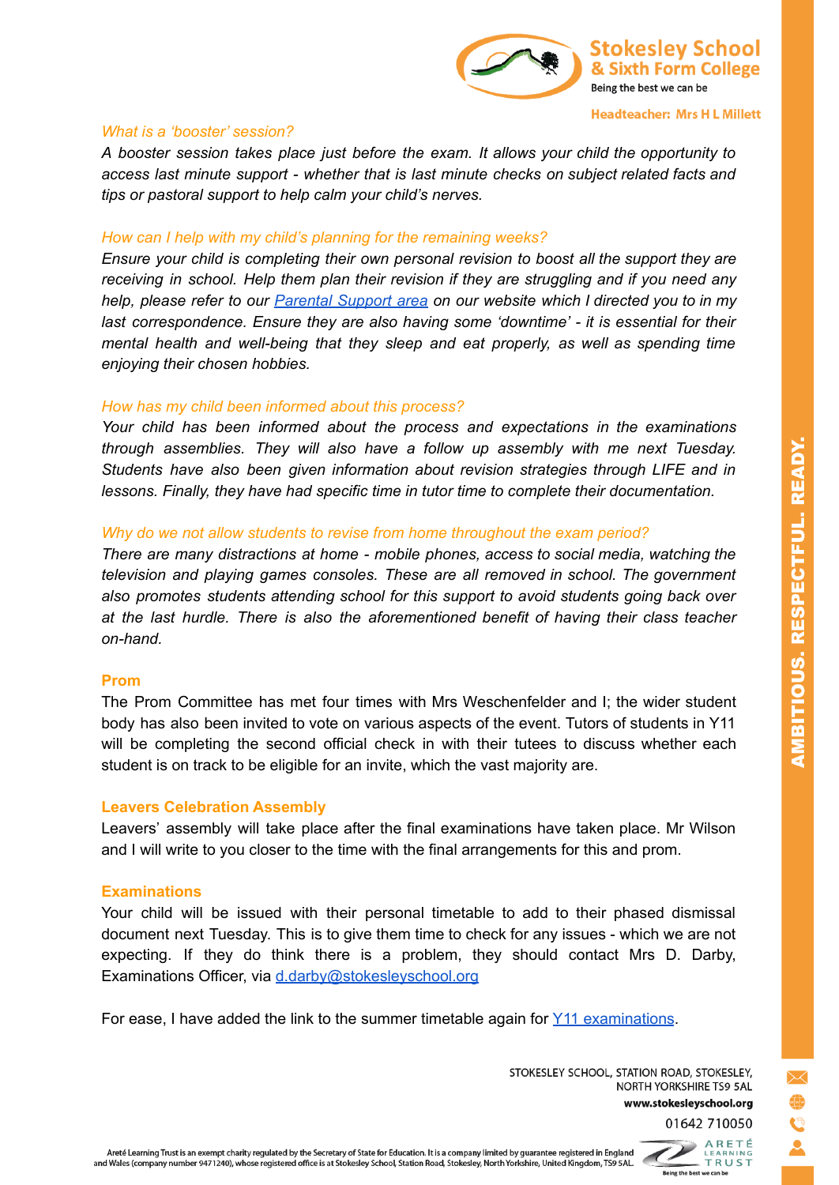*What is a 'booster' session?*

*A booster session takes place just before the exam. It allows your child the opportunity to access last minute support - whether that is last minute checks on subject related facts and tips or pastoral support to help calm your child's nerves.*

*How can I help with my child's planning for the remaining weeks?*

*Ensure your child is completing their own personal revision to boost all the support they are receiving in school. Help them plan their revision if they are struggling and if you need any help, please refer to our [Parental Support area]() on our website which I directed you to in my last correspondence. Ensure they are also having some 'downtime' - it is essential for their mental health and well-being that they sleep and eat properly, as well as spending time enjoying their chosen hobbies.*

*How has my child been informed about this process?*

*Your child has been informed about the process and expectations in the examinations through assemblies. They will also have a follow up assembly with me next Tuesday. Students have also been given information about revision strategies through LIFE and in lessons. Finally, they have had specific time in tutor time to complete their documentation.*

*Why do we not allow students to revise from home throughout the exam period?*

*There are many distractions at home - mobile phones, access to social media, watching the television and playing games consoles. These are all removed in school. The government also promotes students attending school for this support to avoid students going back over at the last hurdle. There is also the aforementioned benefit of having their class teacher on-hand.*

## Prom

The Prom Committee has met four times with Mrs Weschenfelder and I; the wider student body has also been invited to vote on various aspects of the event. Tutors of students in Y11 will be completing the second official check in with their tutees to discuss whether each student is on track to be eligible for an invite, which the vast majority are.

## Leavers Celebration Assembly

Leavers' assembly will take place after the final examinations have taken place. Mr Wilson and I will write to you closer to the time with the final arrangements for this and prom.

## Examinations

Your child will be issued with their personal timetable to add to their phased dismissal document next Tuesday. This is to give them time to check for any issues - which we are not expecting. If they do think there is a problem, they should contact Mrs D. Darby, Examinations Officer, via [d.darby@stokesleyschool.org](mailto:d.darby@stokesleyschool.org)

For ease, I have added the link to the summer timetable again for [Y11 examinations]().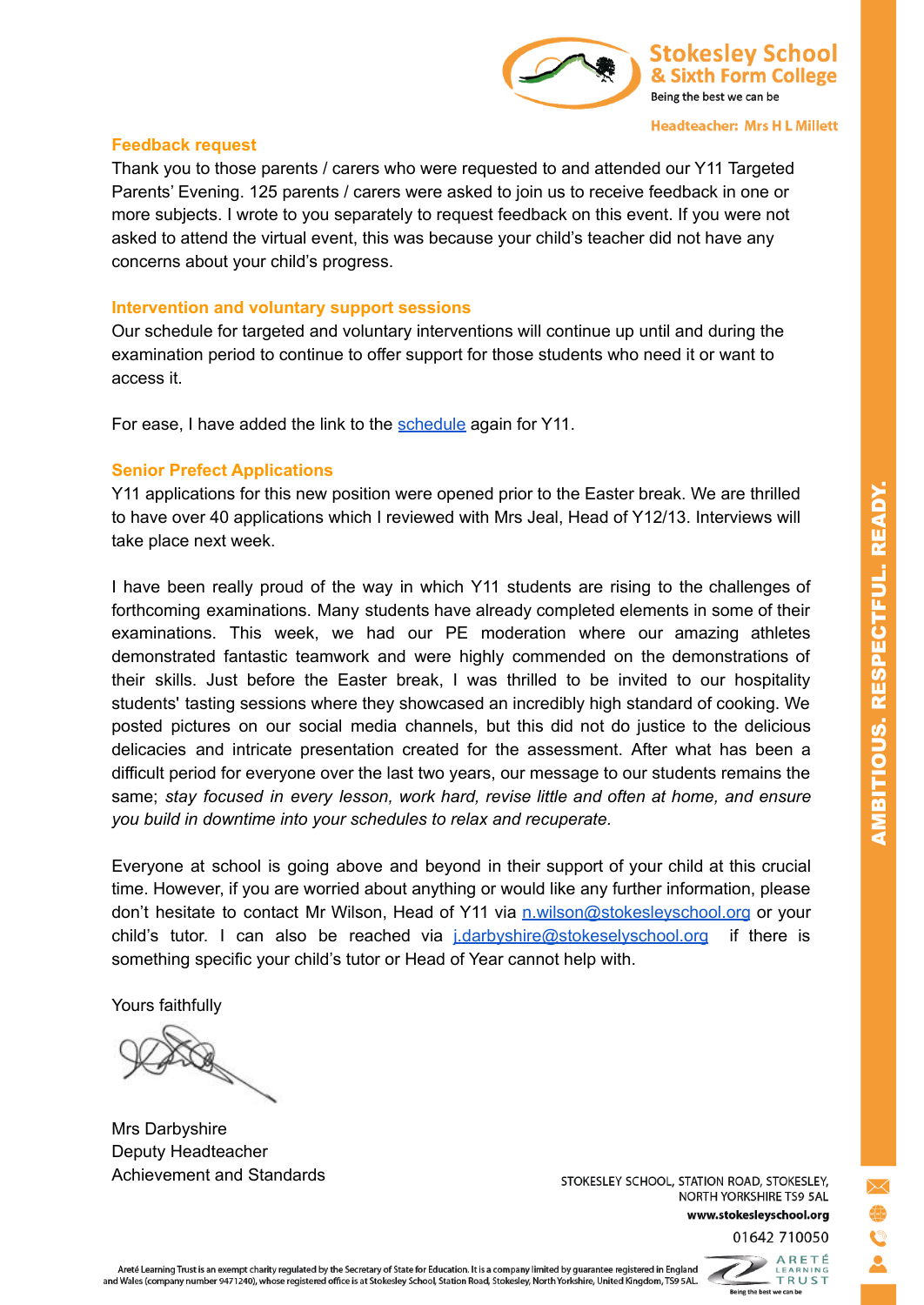### Feedback request

Thank you to those parents / carers who were requested to and attended our Y11 Targeted Parents' Evening. 125 parents / carers were asked to join us to receive feedback in one or more subjects. I wrote to you separately to request feedback on this event. If you were not asked to attend the virtual event, this was because your child's teacher did not have any concerns about your child's progress.

### Intervention and voluntary support sessions

Our schedule for targeted and voluntary interventions will continue up until and during the examination period to continue to offer support for those students who need it or want to access it.

For ease, I have added the link to the schedule again for Y11.

### Senior Prefect Applications

Y11 applications for this new position were opened prior to the Easter break. We are thrilled to have over 40 applications which I reviewed with Mrs Jeal, Head of Y12/13. Interviews will take place next week.

I have been really proud of the way in which Y11 students are rising to the challenges of forthcoming examinations. Many students have already completed elements in some of their examinations. This week, we had our PE moderation where our amazing athletes demonstrated fantastic teamwork and were highly commended on the demonstrations of their skills. Just before the Easter break, I was thrilled to be invited to our hospitality students' tasting sessions where they showcased an incredibly high standard of cooking. We posted pictures on our social media channels, but this did not do justice to the delicious delicacies and intricate presentation created for the assessment. After what has been a difficult period for everyone over the last two years, our message to our students remains the same; *stay focused in every lesson, work hard, revise little and often at home, and ensure you build in downtime into your schedules to relax and recuperate.*

Everyone at school is going above and beyond in their support of your child at this crucial time. However, if you are worried about anything or would like any further information, please don't hesitate to contact Mr Wilson, Head of Y11 via n.wilson@stokesleyschool.org or your child's tutor. I can also be reached via j.darbyshire@stokeselyschool.org if there is something specific your child's tutor or Head of Year cannot help with.

Yours faithfully

Mrs Darbyshire
Deputy Headteacher
Achievement and Standards